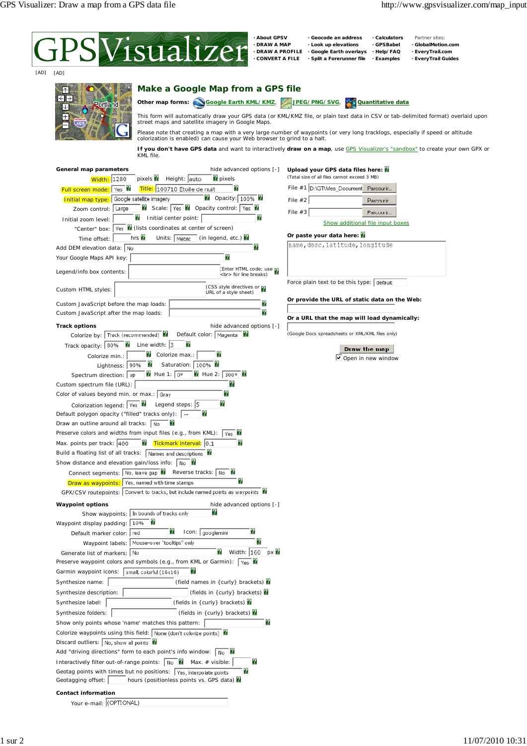# GPS Visualizer

- About GPSV
- DRAW A MAP
- DRAW A PROFILE
- CONVERT A FILE
- Geocode an address
- Look up elevations
- Google Earth overlays
- Split a Forerunner file
- Calculators
- GPSBabel
- Help/FAQ
- Examples

Partner sites:
- GlobalMotion.com
- EveryTrail.com
- EveryTrail Guides

[AD] [AD]

## Make a Google Map from a GPS file

**Other map forms:** Google Earth KML/KMZ, JPEG/PNG/SVG, Quantitative data

This form will automatically draw your GPS data (or KML/KMZ file, or plain text data in CSV or tab-delimited format) overlaid upon street maps and satellite imagery in Google Maps.

Please note that creating a map with a very large number of waypoints (or very long tracklogs, especially if speed or altitude colorization is enabled) can cause your Web browser to grind to a halt.

**If you don't have GPS data** and want to interactively **draw on a map**, use GPS Visualizer's "sandbox" to create your own GPX or KML file.

### General map parameters

hide advanced options [-]

- Width: 1280 pixels — Height: auto pixels
- Full screen mode: Yes — Title: 100710 Etoile de nuit
- Initial map type: Google satellite imagery — Opacity: 100%
- Zoom control: Large — Scale: Yes — Opacity control: Yes
- Initial zoom level: — Initial center point:
- "Center" box: Yes (lists coordinates at center of screen)
- Time offset: hrs — Units: Metric (in legend, etc.)
- Add DEM elevation data: No
- Your Google Maps API key:
- Legend/info box contents: (Enter HTML code; use <br> for line breaks)
- Custom HTML styles: (CSS style directives or URL of a style sheet)
- Custom JavaScript before the map loads:
- Custom JavaScript after the map loads:

### Track options

hide advanced options [-]

- Colorize by: Track (recommended) — Default color: Magenta
- Track opacity: 80% — Line width: 3
- Colorize min.: — Colorize max.:
- Lightness: 90% — Saturation: 100%
- Spectrum direction: up — Hue 1: 0° — Hue 2: 300°
- Custom spectrum file (URL):
- Color of values beyond min. or max.: Gray
- Colorization legend: Yes — Legend steps: 5
- Default polygon opacity ("filled" tracks only): --
- Draw an outline around all tracks: No
- Preserve colors and widths from input files (e.g., from KML): Yes
- Max. points per track: 400 — Tickmark interval: 0.1
- Build a floating list of all tracks: Names and descriptions
- Show distance and elevation gain/loss info: No
- Connect segments: No, leave gap — Reverse tracks: No
- Draw as waypoints: Yes, named with time stamps
- GPX/CSV routepoints: Convert to tracks, but include named points as waypoints

### Waypoint options

hide advanced options [-]

- Show waypoints: In bounds of tracks only
- Waypoint display padding: 10%
- Default marker color: red — Icon: googlemini
- Waypoint labels: Mouse-over "tooltips" only
- Generate list of markers: No — Width: 160 px
- Preserve waypoint colors and symbols (e.g., from KML or Garmin): Yes
- Garmin waypoint icons: small, colorful (16x16)
- Synthesize name: (field names in {curly} brackets)
- Synthesize description: (fields in {curly} brackets)
- Synthesize label: (fields in {curly} brackets)
- Synthesize folders: (fields in {curly} brackets)
- Show only points whose 'name' matches this pattern:
- Colorize waypoints using this field: None (don't colorize points)
- Discard outliers: No, show all points
- Add "driving directions" form to each point's info window: No
- Interactively filter out-of-range points: No — Max. # visible:
- Geotag points with times but no positions: Yes, interpolate points
- Geotagging offset: hours (positionless points vs. GPS data)

### Contact information

- Your e-mail: (OPTIONAL)

### Upload your GPS data files here:

(Total size of all files cannot exceed 3 MB)

- File #1 D:\GT\Mes_Document — Parcourir...
- File #2 — Parcourir...
- File #3 — Parcourir...

Show additional file input boxes

### Or paste your data here:

```
name,desc,latitude,longitude
```

Force plain text to be this type: default

### Or provide the URL of static data on the Web:

### Or a URL that the map will load dynamically:

(Google Docs spreadsheets or XML/KML files only)

**Draw the map**

☑ Open in new window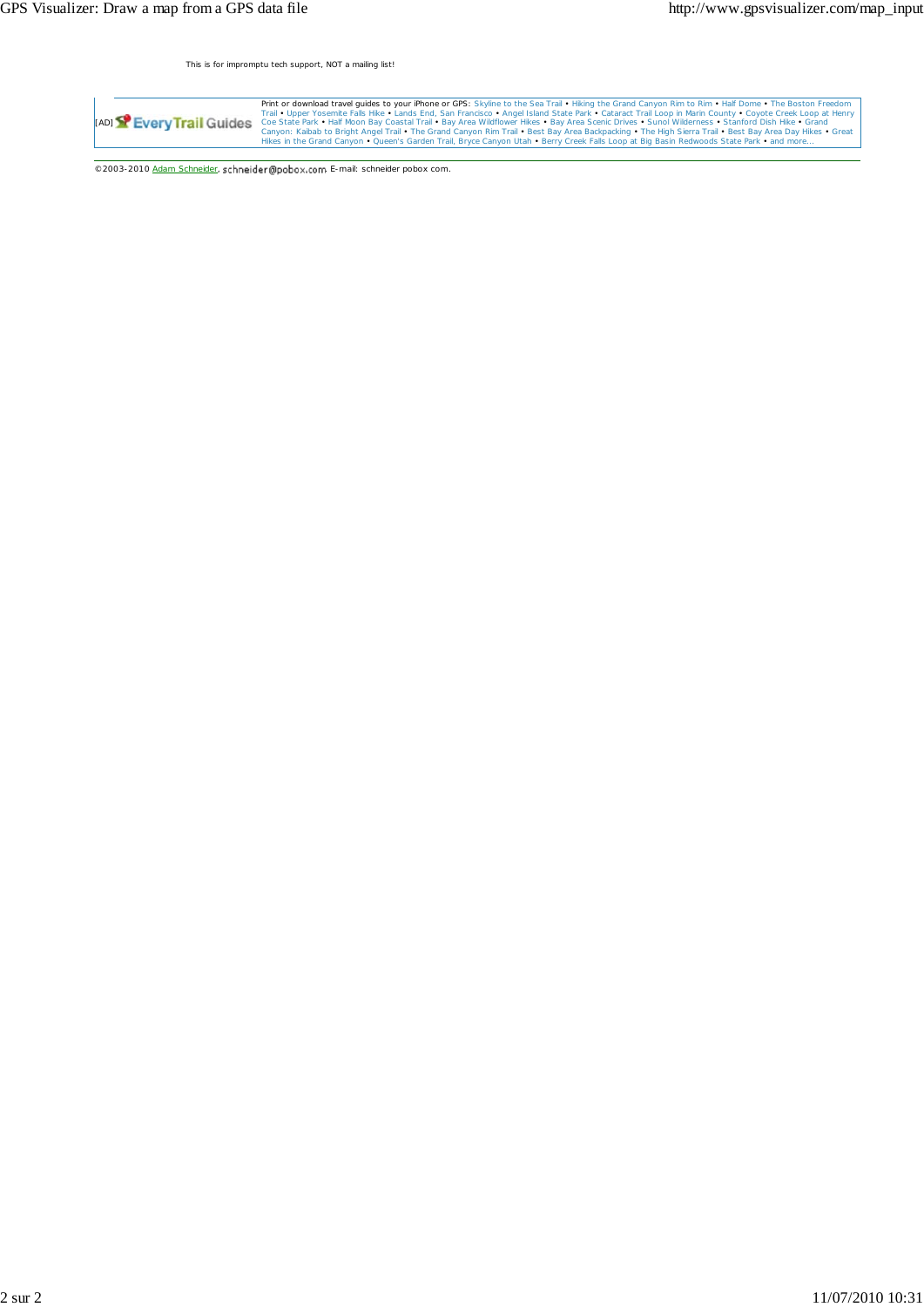This is for impromptu tech support, NOT a mailing list!

[AD] EveryTrail Guides Print or download travel guides to your iPhone or GPS: Skyline to the Sea Trail • Hiking the Grand Canyon Rim to Rim • Half Dome • The Boston Freedom Trail • Upper Yosemite Falls Hike • Lands End, San Francisco • Angel Island State Park • Cataract Trail Loop in Marin County • Coyote Creek Loop at Henry Coe State Park • Half Moon Bay Coastal Trail • Bay Area Wildflower Hikes • Bay Area Scenic Drives • Sunol Wilderness • Stanford Dish Hike • Grand Canyon: Kaibab to Bright Angel Trail • The Grand Canyon Rim Trail • Best Bay Area Backpacking • The High Sierra Trail • Best Bay Area Day Hikes • Great Hikes in the Grand Canyon • Queen's Garden Trail, Bryce Canyon Utah • Berry Creek Falls Loop at Big Basin Redwoods State Park • and more...

©2003-2010 Adam Schneider, schneider@pobox.com, E-mail: schneider pobox com.